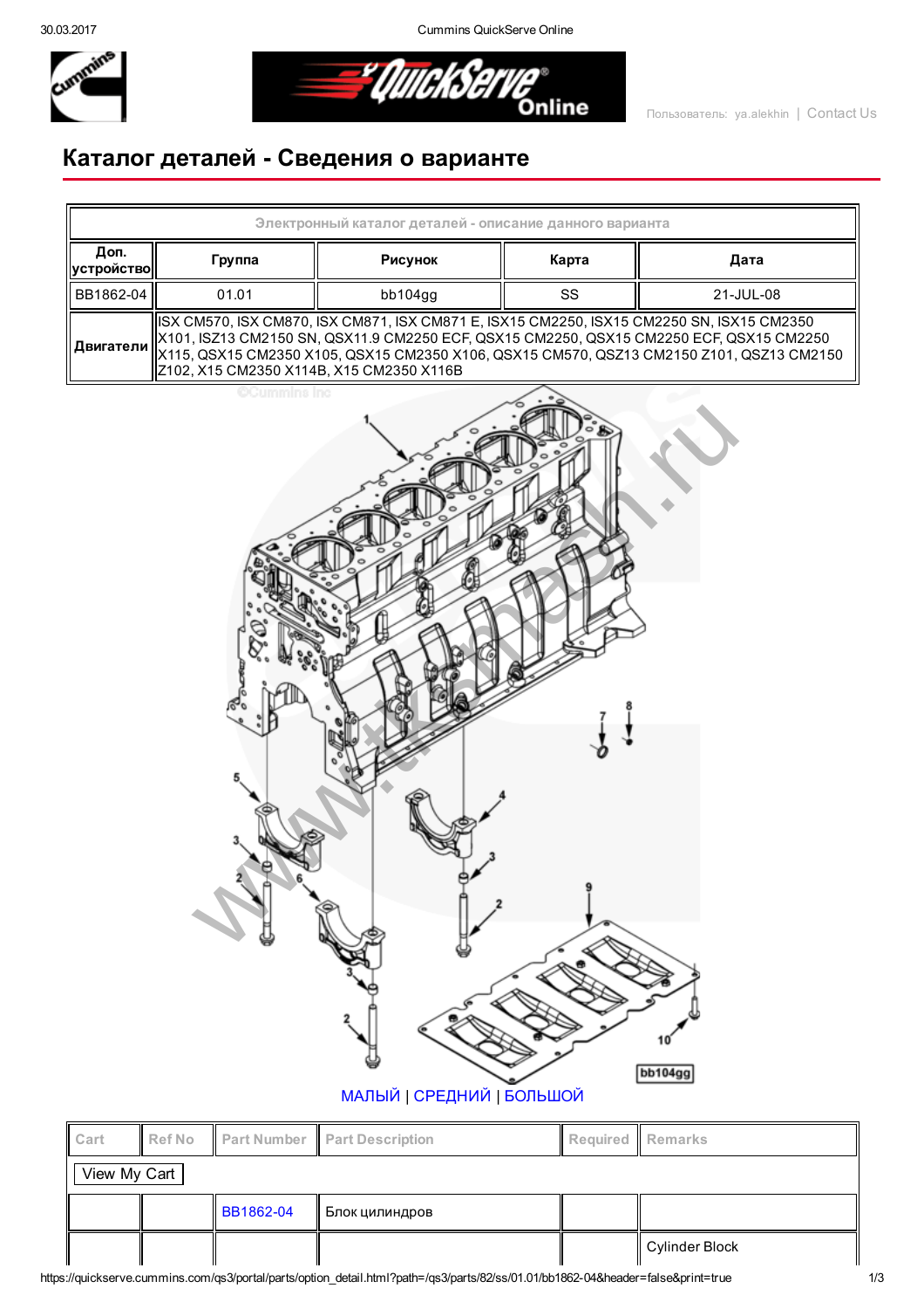Пользователь: ya.alekhin | Contact Us

# Каталог деталей - Сведения о варианте

| Электронный каталог деталей - описание данного варианта | | | | |
|---|---|---|---|---|
| Доп. устройство | Группа | Рисунок | Карта | Дата |
| BB1862-04 | 01.01 | bb104gg | SS | 21-JUL-08 |
| Двигатели | ISX CM570, ISX CM870, ISX CM871, ISX CM871 E, ISX15 CM2250, ISX15 CM2250 SN, ISX15 CM2350 X101, ISZ13 CM2150 SN, QSX11.9 CM2250 ECF, QSX15 CM2250, QSX15 CM2250 ECF, QSX15 CM2250 X115, QSX15 CM2350 X105, QSX15 CM2350 X106, QSX15 CM570, QSZ13 CM2150 Z101, QSZ13 CM2150 Z102, X15 CM2350 X114B, X15 CM2350 X116B | | | |

МАЛЫЙ | СРЕДНИЙ | БОЛЬШОЙ

| Cart | Ref No | Part Number | Part Description | Required | Remarks |
|---|---|---|---|---|---|
| View My Cart | | | | | |
| | | BB1862-04 | Блок цилиндров | | |
| | | | | | Cylinder Block |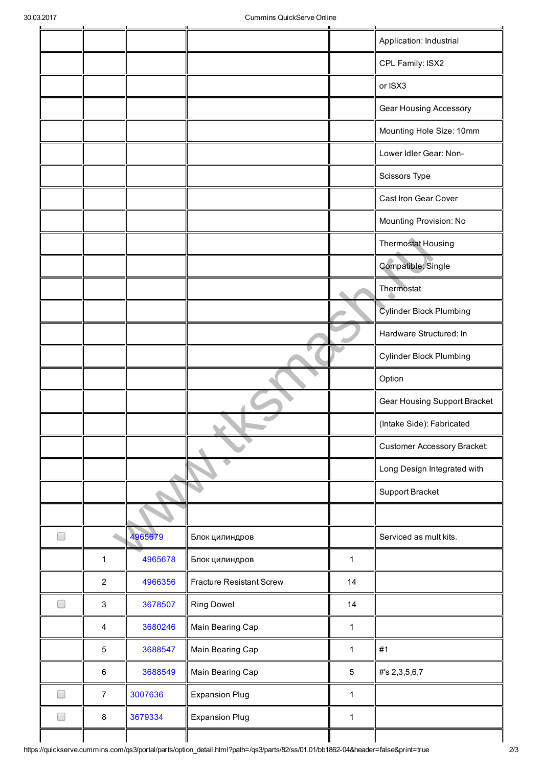| | | | | | |
|---|---|---|---|---|---|
| | | | | | Application: Industrial |
| | | | | | CPL Family: ISX2 |
| | | | | | or ISX3 |
| | | | | | Gear Housing Accessory |
| | | | | | Mounting Hole Size: 10mm |
| | | | | | Lower Idler Gear: Non- |
| | | | | | Scissors Type |
| | | | | | Cast Iron Gear Cover |
| | | | | | Mounting Provision: No |
| | | | | | Thermostat Housing |
| | | | | | Compatible: Single |
| | | | | | Thermostat |
| | | | | | Cylinder Block Plumbing |
| | | | | | Hardware Structured: In |
| | | | | | Cylinder Block Plumbing |
| | | | | | Option |
| | | | | | Gear Housing Support Bracket |
| | | | | | (Intake Side): Fabricated |
| | | | | | Customer Accessory Bracket: |
| | | | | | Long Design Integrated with |
| | | | | | Support Bracket |
| | | | | | |
| ☐ | | 4965679 | Блок цилиндров | | Serviced as mult kits. |
| | 1 | 4965678 | Блок цилиндров | 1 | |
| | 2 | 4966356 | Fracture Resistant Screw | 14 | |
| ☐ | 3 | 3678507 | Ring Dowel | 14 | |
| | 4 | 3680246 | Main Bearing Cap | 1 | |
| | 5 | 3688547 | Main Bearing Cap | 1 | #1 |
| | 6 | 3688549 | Main Bearing Cap | 5 | #'s 2,3,5,6,7 |
| ☐ | 7 | 3007636 | Expansion Plug | 1 | |
| ☐ | 8 | 3679334 | Expansion Plug | 1 | |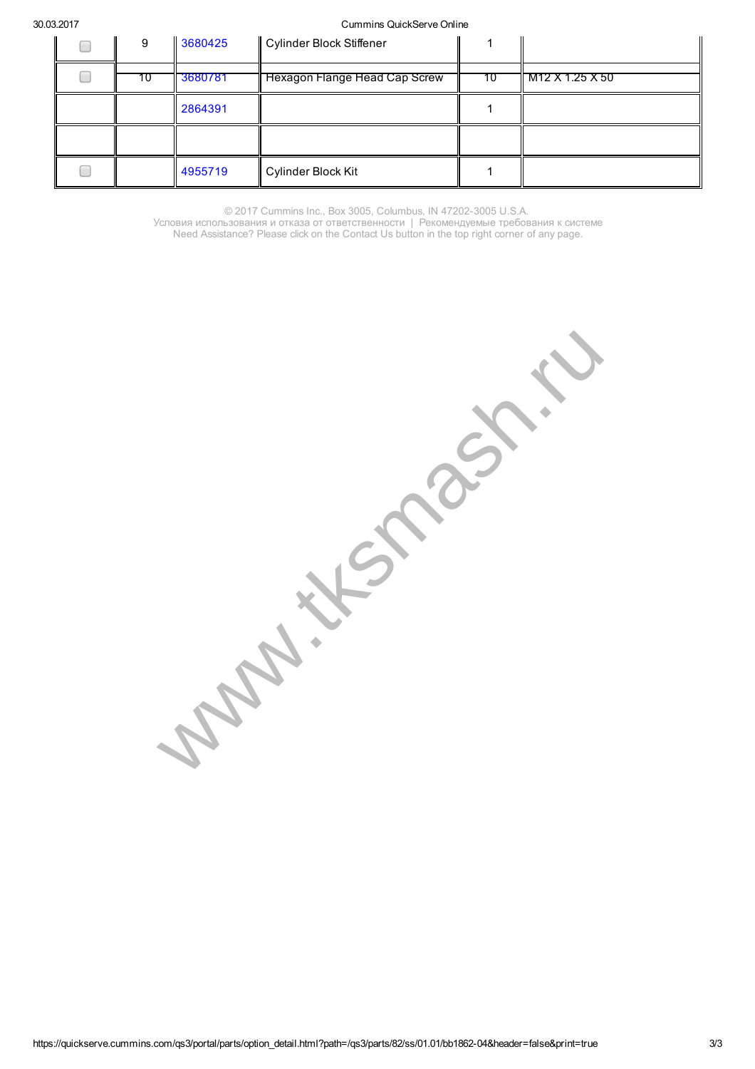| | | | | | |
|---|---|---|---|---|---|
| ☐ | 9 | 3680425 | Cylinder Block Stiffener | 1 | |
| ☐ | 10 | 3680781 | Hexagon Flange Head Cap Screw | 10 | M12 X 1.25 X 50 |
| | | 2864391 | | 1 | |
| | | | | | |
| ☐ | | 4955719 | Cylinder Block Kit | 1 | |

© 2017 Cummins Inc., Box 3005, Columbus, IN 47202-3005 U.S.A.
Условия использования и отказа от ответственности | Рекомендуемые требования к системе
Need Assistance? Please click on the Contact Us button in the top right corner of any page.